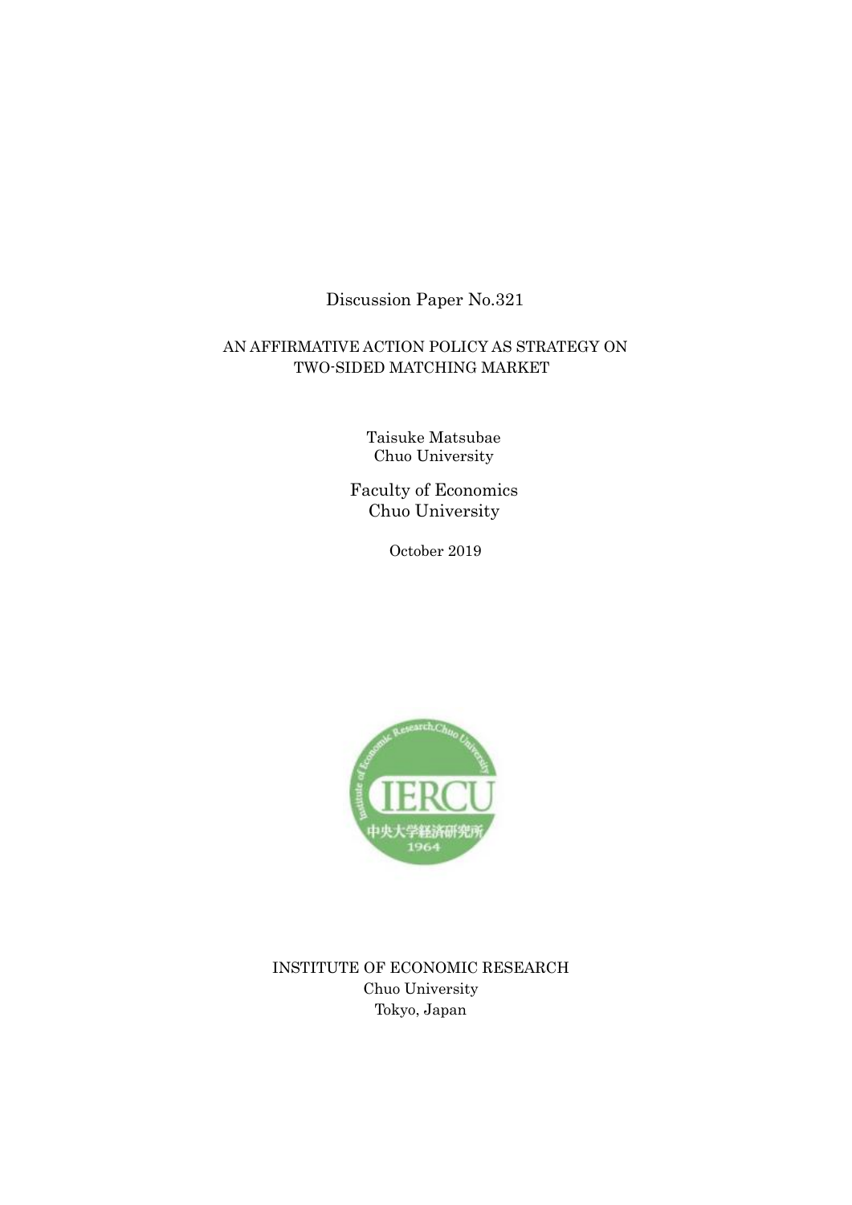Discussion Paper No.321

# AN AFFIRMATIVE ACTION POLICY AS STRATEGY ON TWO-SIDED MATCHING MARKET

Taisuke Matsubae
Chuo University

Faculty of Economics
Chuo University

October 2019

INSTITUTE OF ECONOMIC RESEARCH
Chuo University
Tokyo, Japan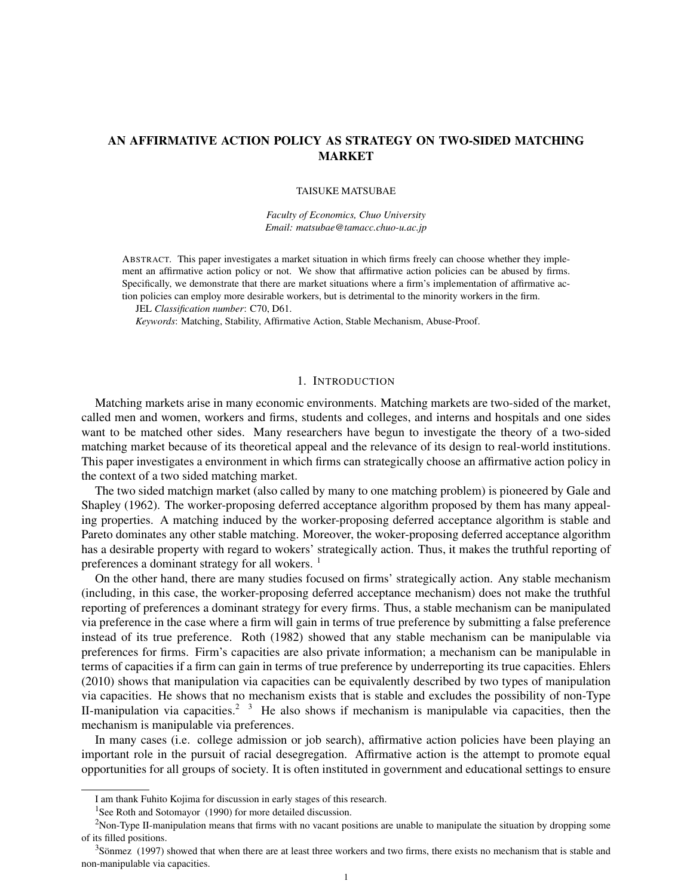# AN AFFIRMATIVE ACTION POLICY AS STRATEGY ON TWO-SIDED MATCHING MARKET

TAISUKE MATSUBAE

*Faculty of Economics, Chuo University*
*Email: matsubae@tamacc.chuo-u.ac.jp*

ABSTRACT. This paper investigates a market situation in which firms freely can choose whether they implement an affirmative action policy or not. We show that affirmative action policies can be abused by firms. Specifically, we demonstrate that there are market situations where a firm's implementation of affirmative action policies can employ more desirable workers, but is detrimental to the minority workers in the firm.

JEL *Classification number*: C70, D61.

*Keywords*: Matching, Stability, Affirmative Action, Stable Mechanism, Abuse-Proof.

## 1. INTRODUCTION

Matching markets arise in many economic environments. Matching markets are two-sided of the market, called men and women, workers and firms, students and colleges, and interns and hospitals and one sides want to be matched other sides. Many researchers have begun to investigate the theory of a two-sided matching market because of its theoretical appeal and the relevance of its design to real-world institutions. This paper investigates a environment in which firms can strategically choose an affirmative action policy in the context of a two sided matching market.

The two sided matchign market (also called by many to one matching problem) is pioneered by Gale and Shapley (1962). The worker-proposing deferred acceptance algorithm proposed by them has many appealing properties. A matching induced by the worker-proposing deferred acceptance algorithm is stable and Pareto dominates any other stable matching. Moreover, the woker-proposing deferred acceptance algorithm has a desirable property with regard to wokers' strategically action. Thus, it makes the truthful reporting of preferences a dominant strategy for all wokers. [1]

On the other hand, there are many studies focused on firms' strategically action. Any stable mechanism (including, in this case, the worker-proposing deferred acceptance mechanism) does not make the truthful reporting of preferences a dominant strategy for every firms. Thus, a stable mechanism can be manipulated via preference in the case where a firm will gain in terms of true preference by submitting a false preference instead of its true preference. Roth (1982) showed that any stable mechanism can be manipulable via preferences for firms. Firm's capacities are also private information; a mechanism can be manipulable in terms of capacities if a firm can gain in terms of true preference by underreporting its true capacities. Ehlers (2010) shows that manipulation via capacities can be equivalently described by two types of manipulation via capacities. He shows that no mechanism exists that is stable and excludes the possibility of non-Type II-manipulation via capacities.[2] [3] He also shows if mechanism is manipulable via capacities, then the mechanism is manipulable via preferences.

In many cases (i.e. college admission or job search), affirmative action policies have been playing an important role in the pursuit of racial desegregation. Affirmative action is the attempt to promote equal opportunities for all groups of society. It is often instituted in government and educational settings to ensure

---

I am thank Fuhito Kojima for discussion in early stages of this research.

[1] See Roth and Sotomayor (1990) for more detailed discussion.

[2] Non-Type II-manipulation means that firms with no vacant positions are unable to manipulate the situation by dropping some of its filled positions.

[3] Sönmez (1997) showed that when there are at least three workers and two firms, there exists no mechanism that is stable and non-manipulable via capacities.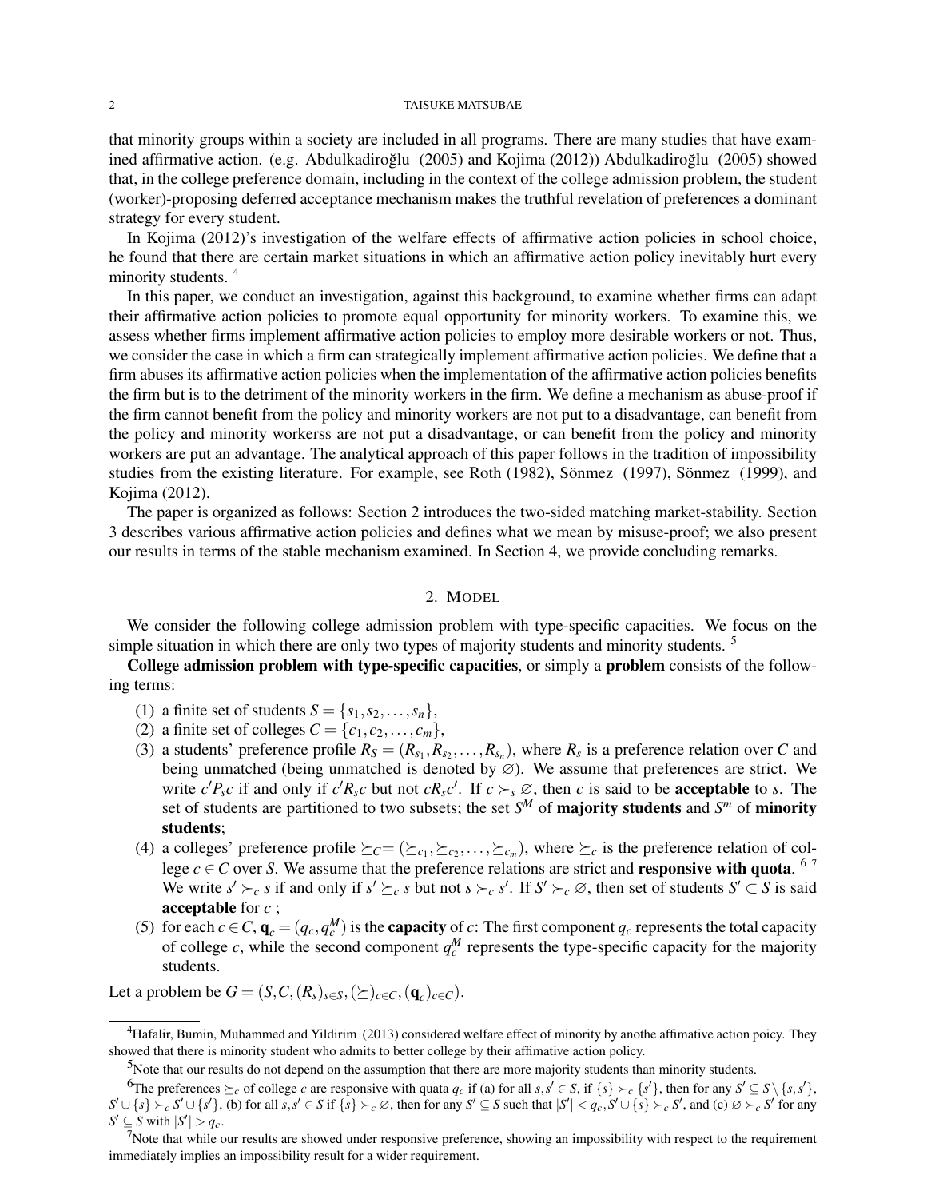that minority groups within a society are included in all programs. There are many studies that have examined affirmative action. (e.g. Abdulkadiroğlu (2005) and Kojima (2012)) Abdulkadiroğlu (2005) showed that, in the college preference domain, including in the context of the college admission problem, the student (worker)-proposing deferred acceptance mechanism makes the truthful revelation of preferences a dominant strategy for every student.

In Kojima (2012)'s investigation of the welfare effects of affirmative action policies in school choice, he found that there are certain market situations in which an affirmative action policy inevitably hurt every minority students. [4]

In this paper, we conduct an investigation, against this background, to examine whether firms can adapt their affirmative action policies to promote equal opportunity for minority workers. To examine this, we assess whether firms implement affirmative action policies to employ more desirable workers or not. Thus, we consider the case in which a firm can strategically implement affirmative action policies. We define that a firm abuses its affirmative action policies when the implementation of the affirmative action policies benefits the firm but is to the detriment of the minority workers in the firm. We define a mechanism as abuse-proof if the firm cannot benefit from the policy and minority workers are not put to a disadvantage, can benefit from the policy and minority workerss are not put a disadvantage, or can benefit from the policy and minority workers are put an advantage. The analytical approach of this paper follows in the tradition of impossibility studies from the existing literature. For example, see Roth (1982), Sönmez (1997), Sönmez (1999), and Kojima (2012).

The paper is organized as follows: Section 2 introduces the two-sided matching market-stability. Section 3 describes various affirmative action policies and defines what we mean by misuse-proof; we also present our results in terms of the stable mechanism examined. In Section 4, we provide concluding remarks.

## 2. Model

We consider the following college admission problem with type-specific capacities. We focus on the simple situation in which there are only two types of majority students and minority students. [5]

**College admission problem with type-specific capacities**, or simply a **problem** consists of the following terms:

1. a finite set of students $S = \{s_1, s_2, \dots, s_n\}$,
2. a finite set of colleges $C = \{c_1, c_2, \dots, c_m\}$,
3. a students' preference profile $R_S = (R_{s_1}, R_{s_2}, \dots, R_{s_n})$, where $R_s$ is a preference relation over $C$ and being unmatched (being unmatched is denoted by $\varnothing$). We assume that preferences are strict. We write $c' P_s c$ if and only if $c' R_s c$ but not $c R_s c'$. If $c \succ_s \varnothing$, then $c$ is said to be **acceptable** to $s$. The set of students are partitioned to two subsets; the set $S^M$ of **majority students** and $S^m$ of **minority students**;
4. a colleges' preference profile $\succeq_C = (\succeq_{c_1}, \succeq_{c_2}, \dots, \succeq_{c_m})$, where $\succeq_c$ is the preference relation of college $c \in C$ over $S$. We assume that the preference relations are strict and **responsive with quota**. [6] [7] We write $s' \succ_c s$ if and only if $s' \succeq_c s$ but not $s \succ_c s'$. If $S' \succ_c \varnothing$, then set of students $S' \subset S$ is said **acceptable** for $c$ ;
5. for each $c \in C$, $\mathbf{q}_c = (q_c, q_c^M)$ is the **capacity** of $c$: The first component $q_c$ represents the total capacity of college $c$, while the second component $q_c^M$ represents the type-specific capacity for the majority students.

Let a problem be $G = (S, C, (R_s)_{s \in S}, (\succeq)_{c \in C}, (\mathbf{q}_c)_{c \in C})$.

---

[4] Hafalir, Bumin, Muhammed and Yildirim (2013) considered welfare effect of minority by anothe affimative action poicy. They showed that there is minority student who admits to better college by their affimative action policy.

[5] Note that our results do not depend on the assumption that there are more majority students than minority students.

[6] The preferences $\succeq_c$ of college $c$ are responsive with quata $q_c$ if (a) for all $s, s' \in S$, if $\{s\} \succ_c \{s'\}$, then for any $S' \subseteq S \setminus \{s, s'\}$, $S' \cup \{s\} \succ_c S' \cup \{s'\}$, (b) for all $s, s' \in S$ if $\{s\} \succ_c \varnothing$, then for any $S' \subseteq S$ such that $|S'| < q_c, S' \cup \{s\} \succ_c S'$, and (c) $\varnothing \succ_c S'$ for any $S' \subseteq S$ with $|S'| > q_c$.

[7] Note that while our results are showed under responsive preference, showing an impossibility with respect to the requirement immediately implies an impossibility result for a wider requirement.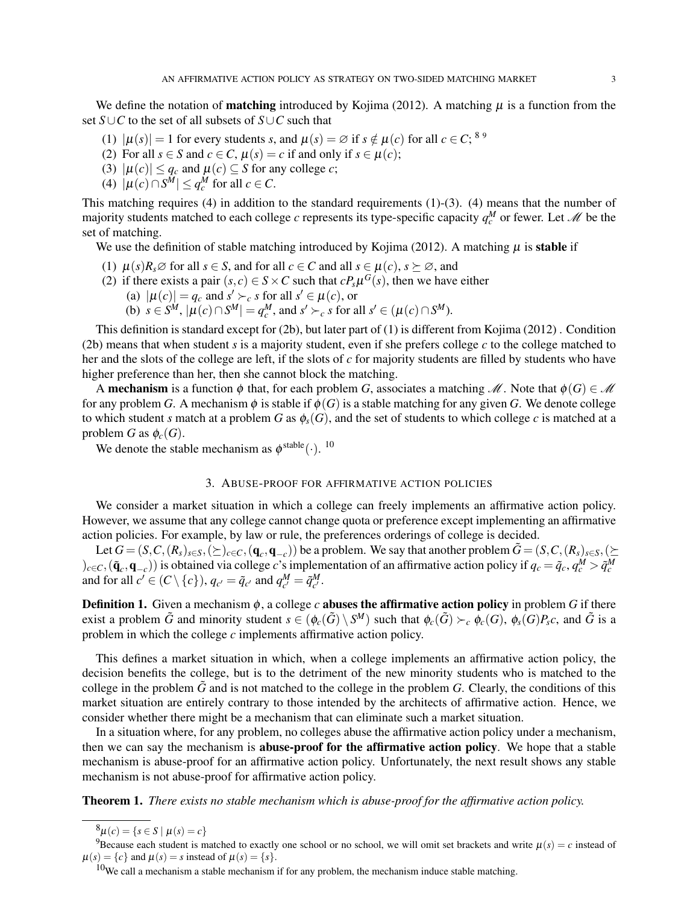We define the notation of **matching** introduced by Kojima (2012). A matching $\mu$ is a function from the set $S \cup C$ to the set of all subsets of $S \cup C$ such that

(1) $|\mu(s)| = 1$ for every students $s$, and $\mu(s) = \varnothing$ if $s \notin \mu(c)$ for all $c \in C$; [8] [9]
(2) For all $s \in S$ and $c \in C$, $\mu(s) = c$ if and only if $s \in \mu(c)$;
(3) $|\mu(c)| \leq q_c$ and $\mu(c) \subseteq S$ for any college $c$;
(4) $|\mu(c) \cap S^M| \leq q_c^M$ for all $c \in C$.

This matching requires (4) in addition to the standard requirements (1)-(3). (4) means that the number of majority students matched to each college $c$ represents its type-specific capacity $q_c^M$ or fewer. Let $\mathscr{M}$ be the set of matching.

We use the definition of stable matching introduced by Kojima (2012). A matching $\mu$ is **stable** if

(1) $\mu(s) R_s \varnothing$ for all $s \in S$, and for all $c \in C$ and all $s \in \mu(c)$, $s \succeq \varnothing$, and
(2) if there exists a pair $(s,c) \in S \times C$ such that $c P_s \mu^G(s)$, then we have either
   (a) $|\mu(c)| = q_c$ and $s' \succ_c s$ for all $s' \in \mu(c)$, or
   (b) $s \in S^M$, $|\mu(c) \cap S^M| = q_c^M$, and $s' \succ_c s$ for all $s' \in (\mu(c) \cap S^M)$.

This definition is standard except for (2b), but later part of (1) is different from Kojima (2012) . Condition (2b) means that when student $s$ is a majority student, even if she prefers college $c$ to the college matched to her and the slots of the college are left, if the slots of $c$ for majority students are filled by students who have higher preference than her, then she cannot block the matching.

A **mechanism** is a function $\phi$ that, for each problem $G$, associates a matching $\mathscr{M}$. Note that $\phi(G) \in \mathscr{M}$ for any problem $G$. A mechanism $\phi$ is stable if $\phi(G)$ is a stable matching for any given $G$. We denote college to which student $s$ match at a problem $G$ as $\phi_s(G)$, and the set of students to which college $c$ is matched at a problem $G$ as $\phi_c(G)$.

We denote the stable mechanism as $\phi^{\text{stable}}(\cdot)$. [10]

## 3. Abuse-proof for affirmative action policies

We consider a market situation in which a college can freely implements an affirmative action policy. However, we assume that any college cannot change quota or preference except implementing an affirmative action policies. For example, by law or rule, the preferences orderings of college is decided.

Let $G = (S, C, (R_s)_{s \in S}, (\succeq)_{c \in C}, (\mathbf{q}_c, \mathbf{q}_{-c}))$ be a problem. We say that another problem $\tilde{G} = (S, C, (R_s)_{s \in S}, (\succeq)_{c \in C}, (\tilde{\mathbf{q}}_c, \mathbf{q}_{-c}))$ is obtained via college $c$'s implementation of an affirmative action policy if $q_c = \tilde{q}_c$, $q_c^M > \tilde{q}_c^M$ and for all $c' \in (C \setminus \{c\})$, $q_{c'} = \tilde{q}_{c'}$ and $q_{c'}^M = \tilde{q}_{c'}^M$.

**Definition 1.** Given a mechanism $\phi$, a college $c$ **abuses the affirmative action policy** in problem $G$ if there exist a problem $\tilde{G}$ and minority student $s \in (\phi_c(\tilde{G}) \setminus S^M)$ such that $\phi_c(\tilde{G}) \succ_c \phi_c(G)$, $\phi_s(G) P_s c$, and $\tilde{G}$ is a problem in which the college $c$ implements affirmative action policy.

This defines a market situation in which, when a college implements an affirmative action policy, the decision benefits the college, but is to the detriment of the new minority students who is matched to the college in the problem $\tilde{G}$ and is not matched to the college in the problem $G$. Clearly, the conditions of this market situation are entirely contrary to those intended by the architects of affirmative action. Hence, we consider whether there might be a mechanism that can eliminate such a market situation.

In a situation where, for any problem, no colleges abuse the affirmative action policy under a mechanism, then we can say the mechanism is **abuse-proof for the affirmative action policy**. We hope that a stable mechanism is abuse-proof for an affirmative action policy. Unfortunately, the next result shows any stable mechanism is not abuse-proof for affirmative action policy.

**Theorem 1.** *There exists no stable mechanism which is abuse-proof for the affirmative action policy.*

---

[8] $\mu(c) = \{s \in S \mid \mu(s) = c\}$

[9] Because each student is matched to exactly one school or no school, we will omit set brackets and write $\mu(s) = c$ instead of $\mu(s) = \{c\}$ and $\mu(s) = s$ instead of $\mu(s) = \{s\}$.

[10] We call a mechanism a stable mechanism if for any problem, the mechanism induce stable matching.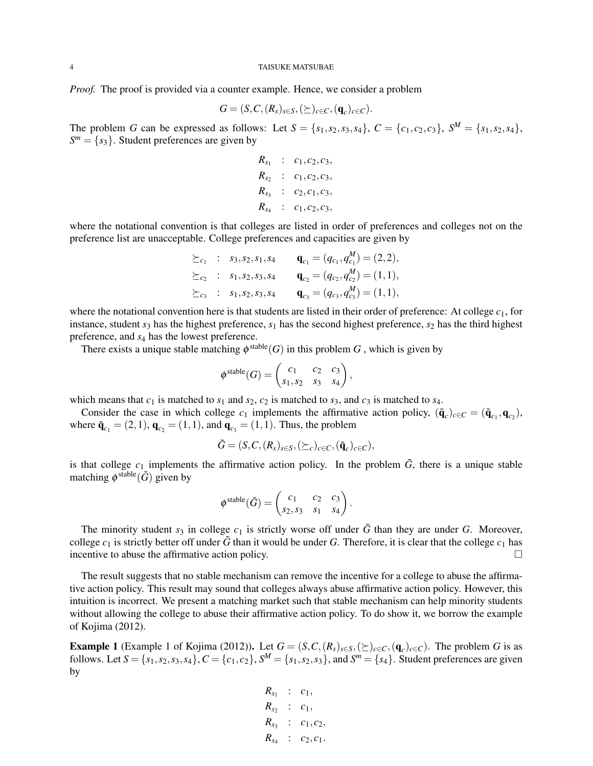*Proof.* The proof is provided via a counter example. Hence, we consider a problem

$$G = (S, C, (R_s)_{s\in S}, (\succeq)_{c\in C}, (\mathbf{q}_c)_{c\in C}).$$

The problem $G$ can be expressed as follows: Let $S = \{s_1, s_2, s_3, s_4\}$, $C = \{c_1, c_2, c_3\}$, $S^M = \{s_1, s_2, s_4\}$, $S^m = \{s_3\}$. Student preferences are given by

$$\begin{aligned} R_{s_1} &: c_1, c_2, c_3, \\ R_{s_2} &: c_1, c_2, c_3, \\ R_{s_3} &: c_2, c_1, c_3, \\ R_{s_4} &: c_1, c_2, c_3, \end{aligned}$$

where the notational convention is that colleges are listed in order of preferences and colleges not on the preference list are unacceptable. College preferences and capacities are given by

$$\begin{aligned} \succeq_{c_1} &: s_3, s_2, s_1, s_4 \qquad \mathbf{q}_{c_1} = (q_{c_1}, q^M_{c_1}) = (2,2), \\ \succeq_{c_2} &: s_1, s_2, s_3, s_4 \qquad \mathbf{q}_{c_2} = (q_{c_2}, q^M_{c_2}) = (1,1), \\ \succeq_{c_3} &: s_1, s_2, s_3, s_4 \qquad \mathbf{q}_{c_3} = (q_{c_3}, q^M_{c_3}) = (1,1), \end{aligned}$$

where the notational convention here is that students are listed in their order of preference: At college $c_1$, for instance, student $s_3$ has the highest preference, $s_1$ has the second highest preference, $s_2$ has the third highest preference, and $s_4$ has the lowest preference.

There exists a unique stable matching $\phi^{\text{stable}}(G)$ in this problem $G$ , which is given by

$$\phi^{\text{stable}}(G) = \begin{pmatrix} c_1 & c_2 & c_3 \\ s_1, s_2 & s_3 & s_4 \end{pmatrix},$$

which means that $c_1$ is matched to $s_1$ and $s_2$, $c_2$ is matched to $s_3$, and $c_3$ is matched to $s_4$.

Consider the case in which college $c_1$ implements the affirmative action policy, $(\tilde{\mathbf{q}}_c)_{c\in C} = (\tilde{\mathbf{q}}_{c_1}, \mathbf{q}_{c_2})$, where $\tilde{\mathbf{q}}_{c_1} = (2,1)$, $\mathbf{q}_{c_2} = (1,1)$, and $\mathbf{q}_{c_3} = (1,1)$. Thus, the problem

$$\tilde{G} = (S, C, (R_s)_{s\in S}, (\succeq_c)_{c\in C}, (\tilde{\mathbf{q}}_c)_{c\in C}),$$

is that college $c_1$ implements the affirmative action policy. In the problem $\tilde{G}$, there is a unique stable matching $\phi^{\text{stable}}(\tilde{G})$ given by

$$\phi^{\text{stable}}(\tilde{G}) = \begin{pmatrix} c_1 & c_2 & c_3 \\ s_2, s_3 & s_1 & s_4 \end{pmatrix}.$$

The minority student $s_3$ in college $c_1$ is strictly worse off under $\tilde{G}$ than they are under $G$. Moreover, college $c_1$ is strictly better off under $\tilde{G}$ than it would be under $G$. Therefore, it is clear that the college $c_1$ has incentive to abuse the affirmative action policy. $\square$

The result suggests that no stable mechanism can remove the incentive for a college to abuse the affirmative action policy. This result may sound that colleges always abuse affirmative action policy. However, this intuition is incorrect. We present a matching market such that stable mechanism can help minority students without allowing the college to abuse their affirmative action policy. To do show it, we borrow the example of Kojima (2012).

**Example 1** (Example 1 of Kojima (2012))**.** Let $G = (S, C, (R_s)_{s\in S}, (\succeq)_{c\in C}, (\mathbf{q}_c)_{c\in C})$. The problem $G$ is as follows. Let $S = \{s_1, s_2, s_3, s_4\}$, $C = \{c_1, c_2\}$, $S^M = \{s_1, s_2, s_3\}$, and $S^m = \{s_4\}$. Student preferences are given by

$$\begin{aligned} R_{s_1} &: c_1, \\ R_{s_2} &: c_1, \\ R_{s_3} &: c_1, c_2, \\ R_{s_4} &: c_2, c_1. \end{aligned}$$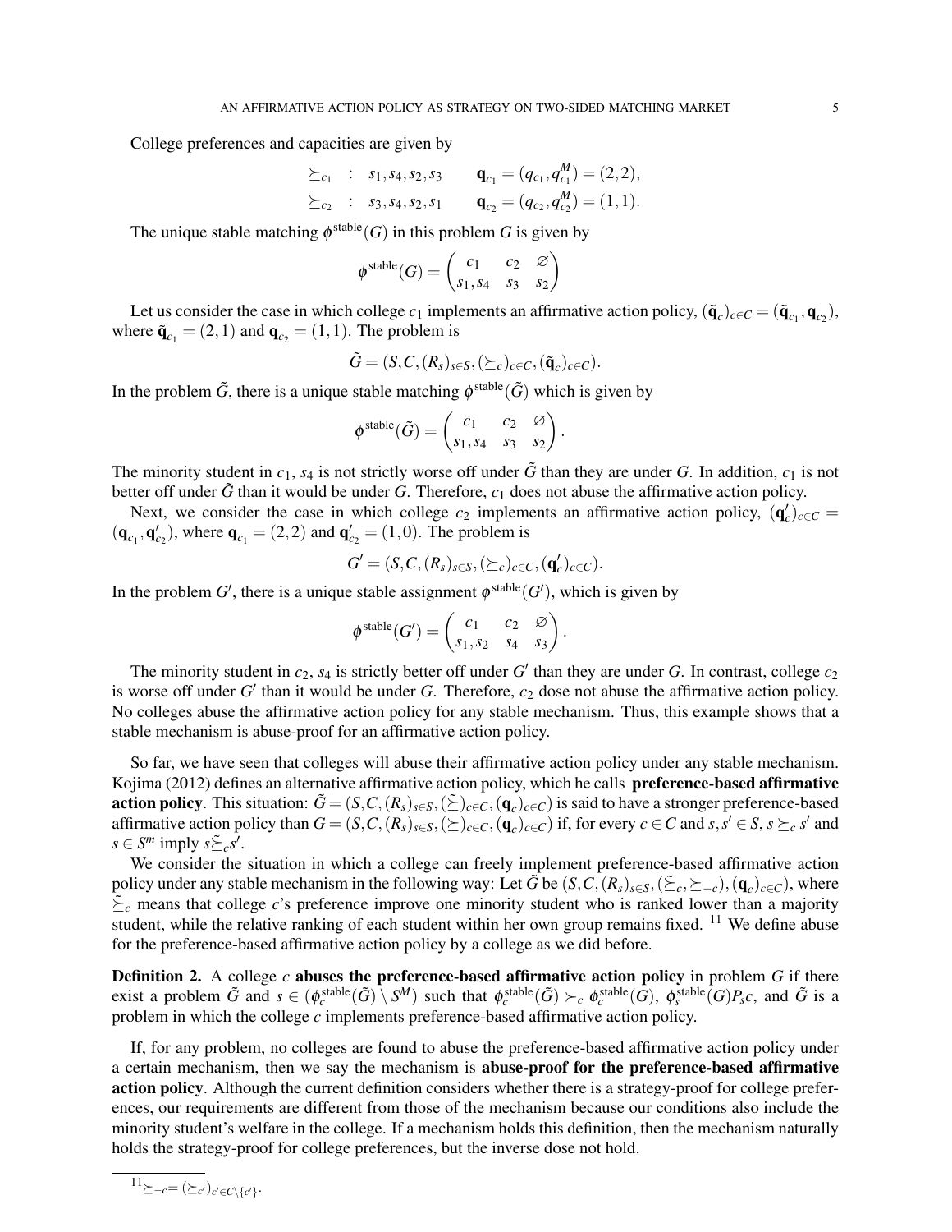College preferences and capacities are given by

$$\succeq_{c_1} \;:\; s_1, s_4, s_2, s_3 \qquad \mathbf{q}_{c_1} = (q_{c_1}, q^M_{c_1}) = (2,2),$$
$$\succeq_{c_2} \;:\; s_3, s_4, s_2, s_1 \qquad \mathbf{q}_{c_2} = (q_{c_2}, q^M_{c_2}) = (1,1).$$

The unique stable matching $\phi^{\text{stable}}(G)$ in this problem $G$ is given by

$$\phi^{\text{stable}}(G) = \begin{pmatrix} c_1 & c_2 & \varnothing \\ s_1, s_4 & s_3 & s_2 \end{pmatrix}$$

Let us consider the case in which college $c_1$ implements an affirmative action policy, $(\tilde{\mathbf{q}}_c)_{c\in C} = (\tilde{\mathbf{q}}_{c_1}, \mathbf{q}_{c_2})$, where $\tilde{\mathbf{q}}_{c_1} = (2,1)$ and $\mathbf{q}_{c_2} = (1,1)$. The problem is

$$\tilde{G} = (S, C, (R_s)_{s\in S}, (\succeq_c)_{c\in C}, (\tilde{\mathbf{q}}_c)_{c\in C}).$$

In the problem $\tilde{G}$, there is a unique stable matching $\phi^{\text{stable}}(\tilde{G})$ which is given by

$$\phi^{\text{stable}}(\tilde{G}) = \begin{pmatrix} c_1 & c_2 & \varnothing \\ s_1, s_4 & s_3 & s_2 \end{pmatrix}.$$

The minority student in $c_1$, $s_4$ is not strictly worse off under $\tilde{G}$ than they are under $G$. In addition, $c_1$ is not better off under $\tilde{G}$ than it would be under $G$. Therefore, $c_1$ does not abuse the affirmative action policy.

Next, we consider the case in which college $c_2$ implements an affirmative action policy, $(\mathbf{q}'_c)_{c\in C} = (\mathbf{q}_{c_1}, \mathbf{q}'_{c_2})$, where $\mathbf{q}_{c_1} = (2,2)$ and $\mathbf{q}'_{c_2} = (1,0)$. The problem is

$$G' = (S, C, (R_s)_{s\in S}, (\succeq_c)_{c\in C}, (\mathbf{q}'_c)_{c\in C}).$$

In the problem $G'$, there is a unique stable assignment $\phi^{\text{stable}}(G')$, which is given by

$$\phi^{\text{stable}}(G') = \begin{pmatrix} c_1 & c_2 & \varnothing \\ s_1, s_2 & s_4 & s_3 \end{pmatrix}.$$

The minority student in $c_2$, $s_4$ is strictly better off under $G'$ than they are under $G$. In contrast, college $c_2$ is worse off under $G'$ than it would be under $G$. Therefore, $c_2$ dose not abuse the affirmative action policy. No colleges abuse the affirmative action policy for any stable mechanism. Thus, this example shows that a stable mechanism is abuse-proof for an affirmative action policy.

So far, we have seen that colleges will abuse their affirmative action policy under any stable mechanism. Kojima (2012) defines an alternative affirmative action policy, which he calls **preference-based affirmative action policy**. This situation: $\tilde{G} = (S, C, (R_s)_{s\in S}, (\tilde{\succeq})_{c\in C}, (\mathbf{q}_c)_{c\in C})$ is said to have a stronger preference-based affirmative action policy than $G = (S, C, (R_s)_{s\in S}, (\succeq)_{c\in C}, (\mathbf{q}_c)_{c\in C})$ if, for every $c \in C$ and $s, s' \in S$, $s \succeq_c s'$ and $s \in S^m$ imply $s \tilde{\succeq}_c s'$.

We consider the situation in which a college can freely implement preference-based affirmative action policy under any stable mechanism in the following way: Let $\tilde{G}$ be $(S, C, (R_s)_{s\in S}, (\tilde{\succeq}_c, \succeq_{-c}), (\mathbf{q}_c)_{c\in C})$, where $\tilde{\succeq}_c$ means that college $c$'s preference improve one minority student who is ranked lower than a majority student, while the relative ranking of each student within her own group remains fixed. [11] We define abuse for the preference-based affirmative action policy by a college as we did before.

**Definition 2.** A college $c$ **abuses the preference-based affirmative action policy** in problem $G$ if there exist a problem $\tilde{G}$ and $s \in (\phi^{\text{stable}}_c(\tilde{G}) \setminus S^M)$ such that $\phi^{\text{stable}}_c(\tilde{G}) \succ_c \phi^{\text{stable}}_c(G)$, $\phi^{\text{stable}}_s(G) P_s c$, and $\tilde{G}$ is a problem in which the college $c$ implements preference-based affirmative action policy.

If, for any problem, no colleges are found to abuse the preference-based affirmative action policy under a certain mechanism, then we say the mechanism is **abuse-proof for the preference-based affirmative action policy**. Although the current definition considers whether there is a strategy-proof for college preferences, our requirements are different from those of the mechanism because our conditions also include the minority student's welfare in the college. If a mechanism holds this definition, then the mechanism naturally holds the strategy-proof for college preferences, but the inverse dose not hold.

---

[11] $\succeq_{-c} = (\succeq_{c'})_{c' \in C \setminus \{c'\}}$.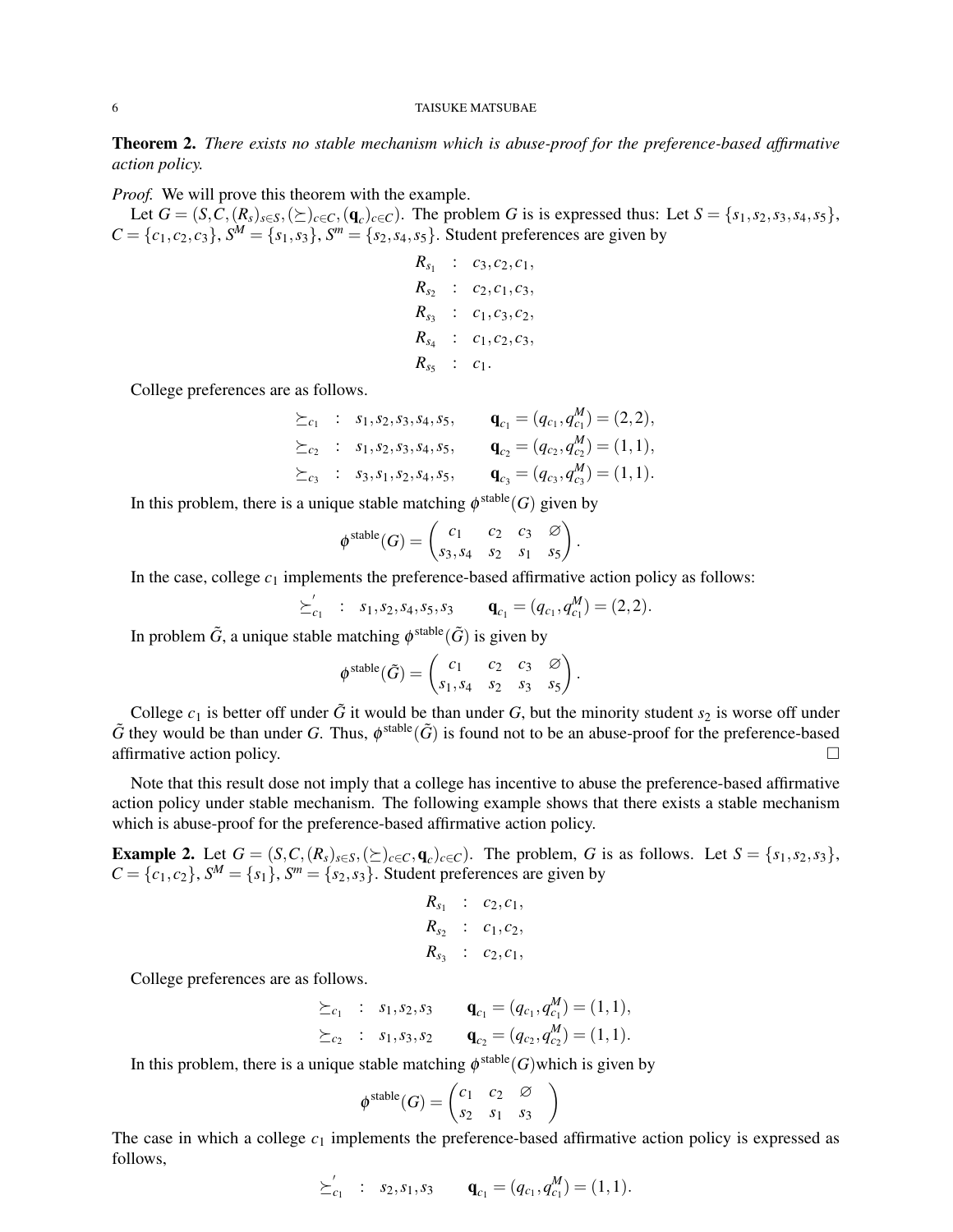**Theorem 2.** *There exists no stable mechanism which is abuse-proof for the preference-based affirmative action policy.*

*Proof.* We will prove this theorem with the example.

Let $G = (S, C, (R_s)_{s\in S}, (\succeq)_{c\in C}, (\mathbf{q}_c)_{c\in C})$. The problem $G$ is is expressed thus: Let $S = \{s_1, s_2, s_3, s_4, s_5\}$, $C = \{c_1, c_2, c_3\}$, $S^M = \{s_1, s_3\}$, $S^m = \{s_2, s_4, s_5\}$. Student preferences are given by

$$
\begin{aligned}
R_{s_1} &: c_3, c_2, c_1, \\
R_{s_2} &: c_2, c_1, c_3, \\
R_{s_3} &: c_1, c_3, c_2, \\
R_{s_4} &: c_1, c_2, c_3, \\
R_{s_5} &: c_1.
\end{aligned}
$$

College preferences are as follows.

$$
\begin{aligned}
\succeq_{c_1} &: s_1, s_2, s_3, s_4, s_5, \qquad \mathbf{q}_{c_1} = (q_{c_1}, q_{c_1}^M) = (2, 2), \\
\succeq_{c_2} &: s_1, s_2, s_3, s_4, s_5, \qquad \mathbf{q}_{c_2} = (q_{c_2}, q_{c_2}^M) = (1, 1), \\
\succeq_{c_3} &: s_3, s_1, s_2, s_4, s_5, \qquad \mathbf{q}_{c_3} = (q_{c_3}, q_{c_3}^M) = (1, 1).
\end{aligned}
$$

In this problem, there is a unique stable matching $\phi^{\text{stable}}(G)$ given by

$$
\phi^{\text{stable}}(G) = \begin{pmatrix} c_1 & c_2 & c_3 & \varnothing \\ s_3, s_4 & s_2 & s_1 & s_5 \end{pmatrix}.
$$

In the case, college $c_1$ implements the preference-based affirmative action policy as follows:

$$
\succeq_{c_1}' \;:\; s_1, s_2, s_4, s_5, s_3 \qquad \mathbf{q}_{c_1} = (q_{c_1}, q_{c_1}^M) = (2, 2).
$$

In problem $\tilde{G}$, a unique stable matching $\phi^{\text{stable}}(\tilde{G})$ is given by

$$
\phi^{\text{stable}}(\tilde{G}) = \begin{pmatrix} c_1 & c_2 & c_3 & \varnothing \\ s_1, s_4 & s_2 & s_3 & s_5 \end{pmatrix}.
$$

College $c_1$ is better off under $\tilde{G}$ it would be than under $G$, but the minority student $s_2$ is worse off under $\tilde{G}$ they would be than under $G$. Thus, $\phi^{\text{stable}}(\tilde{G})$ is found not to be an abuse-proof for the preference-based affirmative action policy. $\square$

Note that this result dose not imply that a college has incentive to abuse the preference-based affirmative action policy under stable mechanism. The following example shows that there exists a stable mechanism which is abuse-proof for the preference-based affirmative action policy.

**Example 2.** Let $G = (S, C, (R_s)_{s\in S}, (\succeq)_{c\in C}, \mathbf{q}_c)_{c\in C})$. The problem, $G$ is as follows. Let $S = \{s_1, s_2, s_3\}$, $C = \{c_1, c_2\}$, $S^M = \{s_1\}$, $S^m = \{s_2, s_3\}$. Student preferences are given by

$$
\begin{aligned}
R_{s_1} &: c_2, c_1, \\
R_{s_2} &: c_1, c_2, \\
R_{s_3} &: c_2, c_1,
\end{aligned}
$$

College preferences are as follows.

$$
\begin{aligned}
\succeq_{c_1} &: s_1, s_2, s_3 \qquad \mathbf{q}_{c_1} = (q_{c_1}, q_{c_1}^M) = (1, 1), \\
\succeq_{c_2} &: s_1, s_3, s_2 \qquad \mathbf{q}_{c_2} = (q_{c_2}, q_{c_2}^M) = (1, 1).
\end{aligned}
$$

In this problem, there is a unique stable matching $\phi^{\text{stable}}(G)$which is given by

$$
\phi^{\text{stable}}(G) = \begin{pmatrix} c_1 & c_2 & \varnothing \\ s_2 & s_1 & s_3 \end{pmatrix}
$$

The case in which a college $c_1$ implements the preference-based affirmative action policy is expressed as follows,

$$
\succeq_{c_1}' \;:\; s_2, s_1, s_3 \qquad \mathbf{q}_{c_1} = (q_{c_1}, q_{c_1}^M) = (1, 1).
$$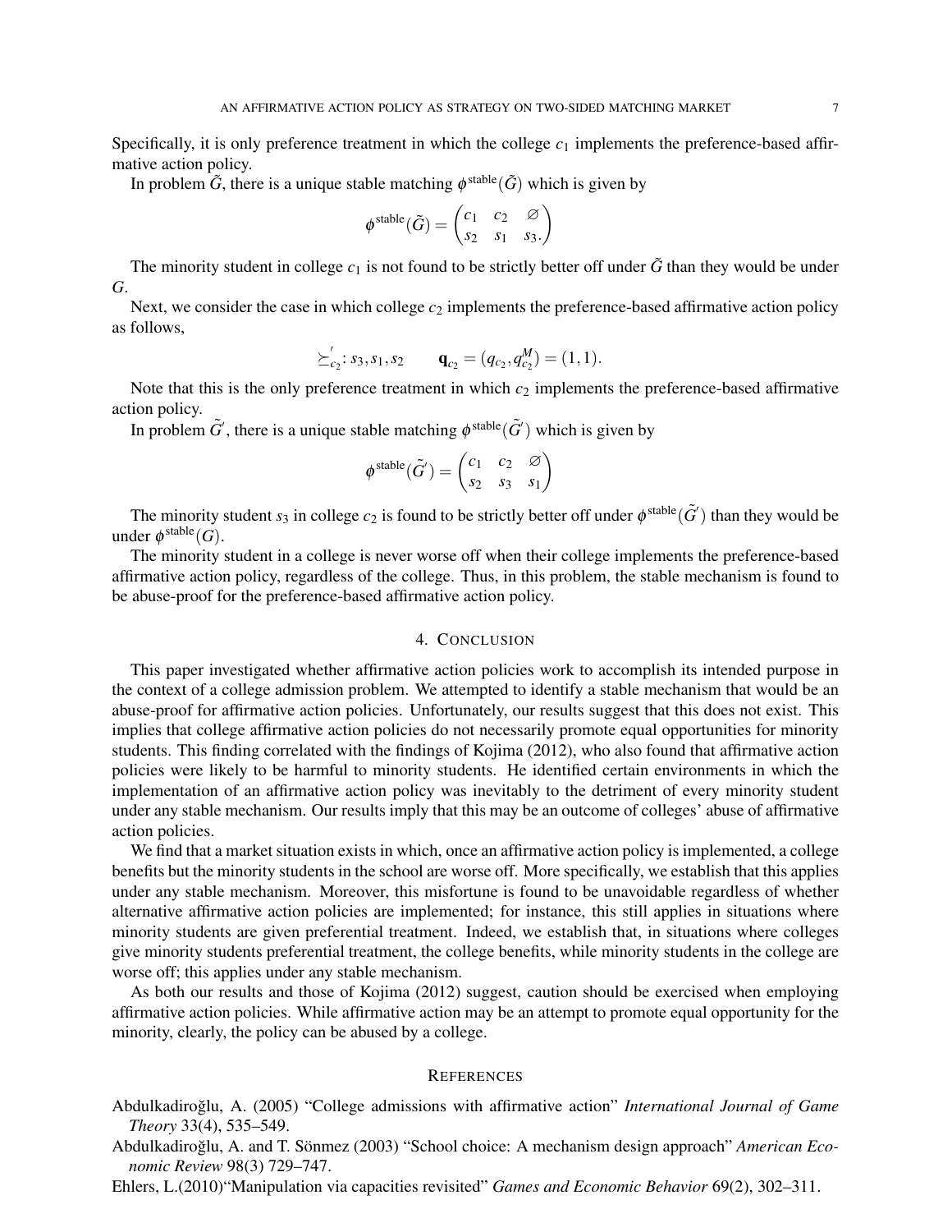Specifically, it is only preference treatment in which the college $c_1$ implements the preference-based affirmative action policy.

In problem $\tilde{G}$, there is a unique stable matching $\phi^{\text{stable}}(\tilde{G})$ which is given by

$$\phi^{\text{stable}}(\tilde{G}) = \begin{pmatrix} c_1 & c_2 & \varnothing \\ s_2 & s_1 & s_3. \end{pmatrix}$$

The minority student in college $c_1$ is not found to be strictly better off under $\tilde{G}$ than they would be under $G$.

Next, we consider the case in which college $c_2$ implements the preference-based affirmative action policy as follows,

$$\succeq_{c_2}^{'}: s_3, s_1, s_2 \qquad \mathbf{q}_{c_2} = (q_{c_2}, q_{c_2}^{M}) = (1,1).$$

Note that this is the only preference treatment in which $c_2$ implements the preference-based affirmative action policy.

In problem $\tilde{G}'$, there is a unique stable matching $\phi^{\text{stable}}(\tilde{G}')$ which is given by

$$\phi^{\text{stable}}(\tilde{G}') = \begin{pmatrix} c_1 & c_2 & \varnothing \\ s_2 & s_3 & s_1 \end{pmatrix}$$

The minority student $s_3$ in college $c_2$ is found to be strictly better off under $\phi^{\text{stable}}(\tilde{G}')$ than they would be under $\phi^{\text{stable}}(G)$.

The minority student in a college is never worse off when their college implements the preference-based affirmative action policy, regardless of the college. Thus, in this problem, the stable mechanism is found to be abuse-proof for the preference-based affirmative action policy.

## 4. Conclusion

This paper investigated whether affirmative action policies work to accomplish its intended purpose in the context of a college admission problem. We attempted to identify a stable mechanism that would be an abuse-proof for affirmative action policies. Unfortunately, our results suggest that this does not exist. This implies that college affirmative action policies do not necessarily promote equal opportunities for minority students. This finding correlated with the findings of Kojima (2012), who also found that affirmative action policies were likely to be harmful to minority students. He identified certain environments in which the implementation of an affirmative action policy was inevitably to the detriment of every minority student under any stable mechanism. Our results imply that this may be an outcome of colleges' abuse of affirmative action policies.

We find that a market situation exists in which, once an affirmative action policy is implemented, a college benefits but the minority students in the school are worse off. More specifically, we establish that this applies under any stable mechanism. Moreover, this misfortune is found to be unavoidable regardless of whether alternative affirmative action policies are implemented; for instance, this still applies in situations where minority students are given preferential treatment. Indeed, we establish that, in situations where colleges give minority students preferential treatment, the college benefits, while minority students in the college are worse off; this applies under any stable mechanism.

As both our results and those of Kojima (2012) suggest, caution should be exercised when employing affirmative action policies. While affirmative action may be an attempt to promote equal opportunity for the minority, clearly, the policy can be abused by a college.

## References

Abdulkadiroğlu, A. (2005) "College admissions with affirmative action" *International Journal of Game Theory* 33(4), 535–549.

Abdulkadiroğlu, A. and T. Sönmez (2003) "School choice: A mechanism design approach" *American Economic Review* 98(3) 729–747.

Ehlers, L.(2010)"Manipulation via capacities revisited" *Games and Economic Behavior* 69(2), 302–311.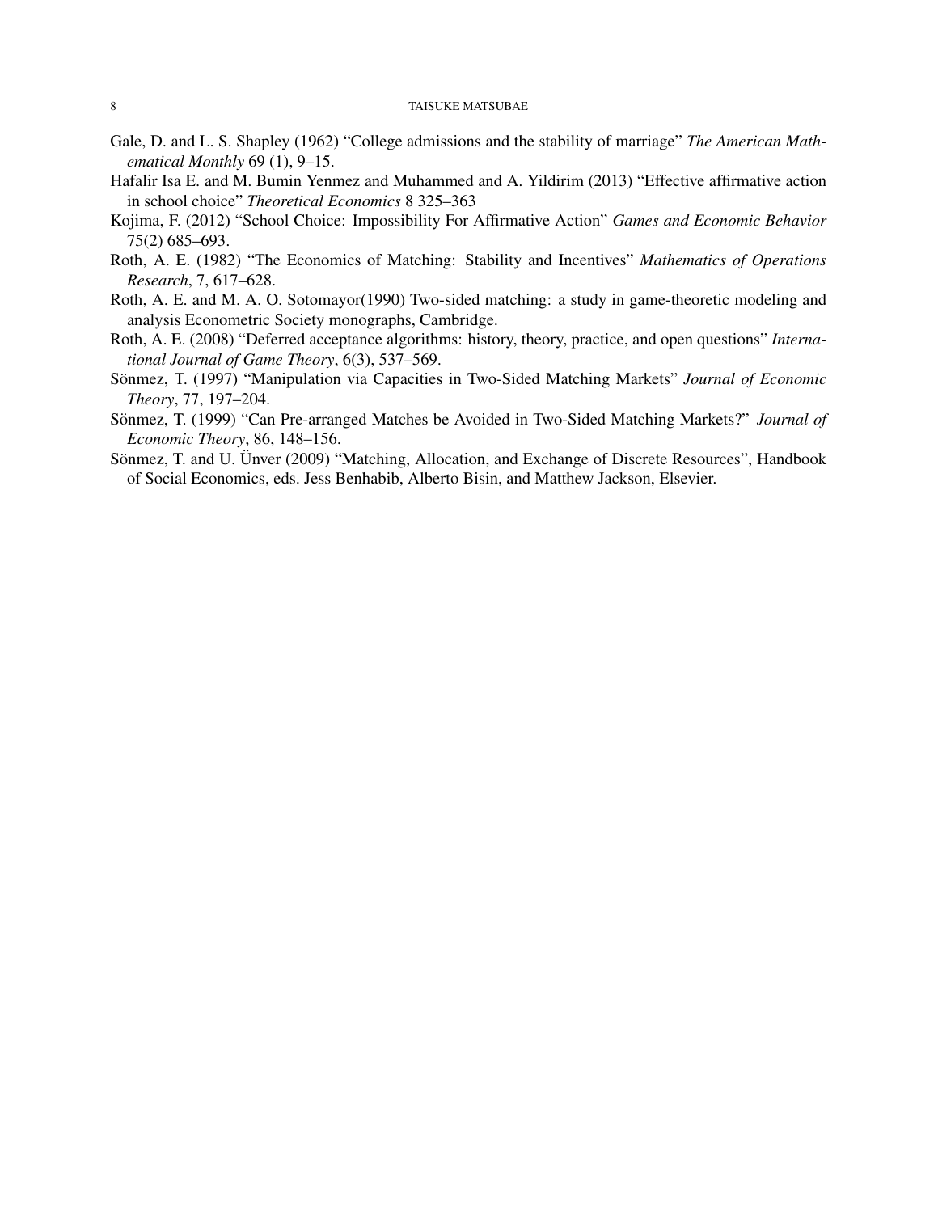Gale, D. and L. S. Shapley (1962) "College admissions and the stability of marriage" *The American Mathematical Monthly* 69 (1), 9–15.

Hafalir Isa E. and M. Bumin Yenmez and Muhammed and A. Yildirim (2013) "Effective affirmative action in school choice" *Theoretical Economics* 8 325–363

Kojima, F. (2012) "School Choice: Impossibility For Affirmative Action" *Games and Economic Behavior* 75(2) 685–693.

Roth, A. E. (1982) "The Economics of Matching: Stability and Incentives" *Mathematics of Operations Research*, 7, 617–628.

Roth, A. E. and M. A. O. Sotomayor(1990) Two-sided matching: a study in game-theoretic modeling and analysis Econometric Society monographs, Cambridge.

Roth, A. E. (2008) "Deferred acceptance algorithms: history, theory, practice, and open questions" *International Journal of Game Theory*, 6(3), 537–569.

Sönmez, T. (1997) "Manipulation via Capacities in Two-Sided Matching Markets" *Journal of Economic Theory*, 77, 197–204.

Sönmez, T. (1999) "Can Pre-arranged Matches be Avoided in Two-Sided Matching Markets?" *Journal of Economic Theory*, 86, 148–156.

Sönmez, T. and U. Ünver (2009) "Matching, Allocation, and Exchange of Discrete Resources", Handbook of Social Economics, eds. Jess Benhabib, Alberto Bisin, and Matthew Jackson, Elsevier.